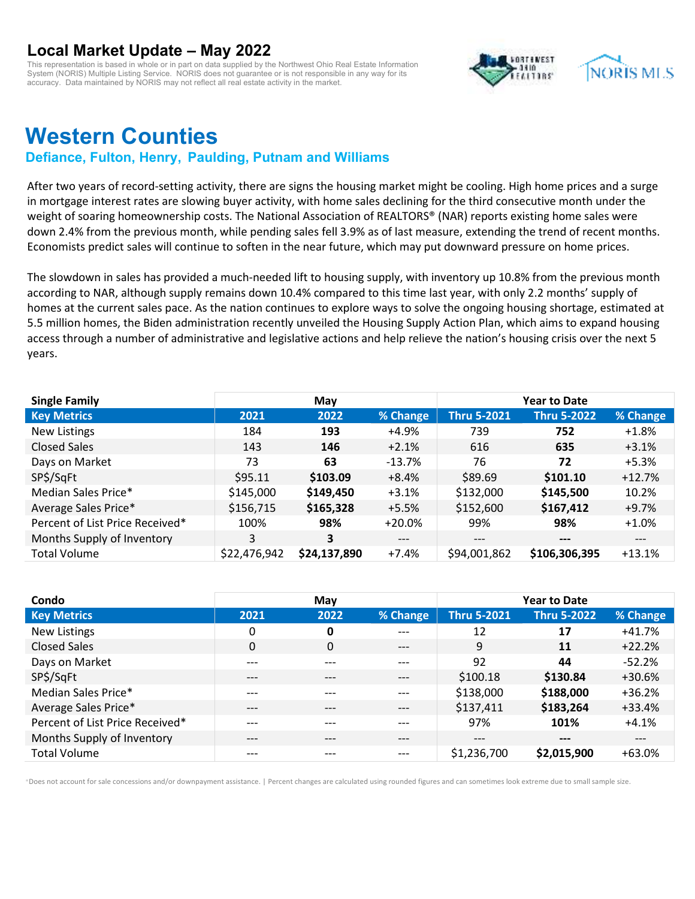## Local Market Update – May 2022

This representation is based in whole or in part on data supplied by the Northwest Ohio Real Estate Information System (NORIS) Multiple Listing Service. NORIS does not guarantee or is not responsible in any way for its accuracy. Data maintained by NORIS may not reflect all real estate activity in the market.

# Western Counties

### Defiance, Fulton, Henry, Paulding, Putnam and Williams

After two years of record-setting activity, there are signs the housing market might be cooling. High home prices and a surge in mortgage interest rates are slowing buyer activity, with home sales declining for the third consecutive month under the weight of soaring homeownership costs. The National Association of REALTORS® (NAR) reports existing home sales were down 2.4% from the previous month, while pending sales fell 3.9% as of last measure, extending the trend of recent months. Economists predict sales will continue to soften in the near future, which may put downward pressure on home prices.

The slowdown in sales has provided a much-needed lift to housing supply, with inventory up 10.8% from the previous month according to NAR, although supply remains down 10.4% compared to this time last year, with only 2.2 months' supply of homes at the current sales pace. As the nation continues to explore ways to solve the ongoing housing shortage, estimated at 5.5 million homes, the Biden administration recently unveiled the Housing Supply Action Plan, which aims to expand housing access through a number of administrative and legislative actions and help relieve the nation's housing crisis over the next 5 years.

| Single Family | May | | | Year to Date | | |
|---|---|---|---|---|---|---|
| **Key Metrics** | **2021** | **2022** | **% Change** | **Thru 5-2021** | **Thru 5-2022** | **% Change** |
| New Listings | 184 | **193** | +4.9% | 739 | **752** | +1.8% |
| Closed Sales | 143 | **146** | +2.1% | 616 | **635** | +3.1% |
| Days on Market | 73 | **63** | -13.7% | 76 | **72** | +5.3% |
| SP$/SqFt | $95.11 | **$103.09** | +8.4% | $89.69 | **$101.10** | +12.7% |
| Median Sales Price* | $145,000 | **$149,450** | +3.1% | $132,000 | **$145,500** | 10.2% |
| Average Sales Price* | $156,715 | **$165,328** | +5.5% | $152,600 | **$167,412** | +9.7% |
| Percent of List Price Received* | 100% | **98%** | +20.0% | 99% | **98%** | +1.0% |
| Months Supply of Inventory | 3 | **3** | --- | --- | **---** | --- |
| Total Volume | $22,476,942 | **$24,137,890** | +7.4% | $94,001,862 | **$106,306,395** | +13.1% |

| Condo | May | | | Year to Date | | |
|---|---|---|---|---|---|---|
| **Key Metrics** | **2021** | **2022** | **% Change** | **Thru 5-2021** | **Thru 5-2022** | **% Change** |
| New Listings | 0 | **0** | --- | 12 | **17** | +41.7% |
| Closed Sales | 0 | 0 | --- | 9 | **11** | +22.2% |
| Days on Market | --- | --- | --- | 92 | **44** | -52.2% |
| SP$/SqFt | --- | --- | --- | $100.18 | **$130.84** | +30.6% |
| Median Sales Price* | --- | --- | --- | $138,000 | **$188,000** | +36.2% |
| Average Sales Price* | --- | --- | --- | $137,411 | **$183,264** | +33.4% |
| Percent of List Price Received* | --- | --- | --- | 97% | **101%** | +4.1% |
| Months Supply of Inventory | --- | --- | --- | --- | **---** | --- |
| Total Volume | --- | --- | --- | $1,236,700 | **$2,015,900** | +63.0% |

*Does not account for sale concessions and/or downpayment assistance. | Percent changes are calculated using rounded figures and can sometimes look extreme due to small sample size.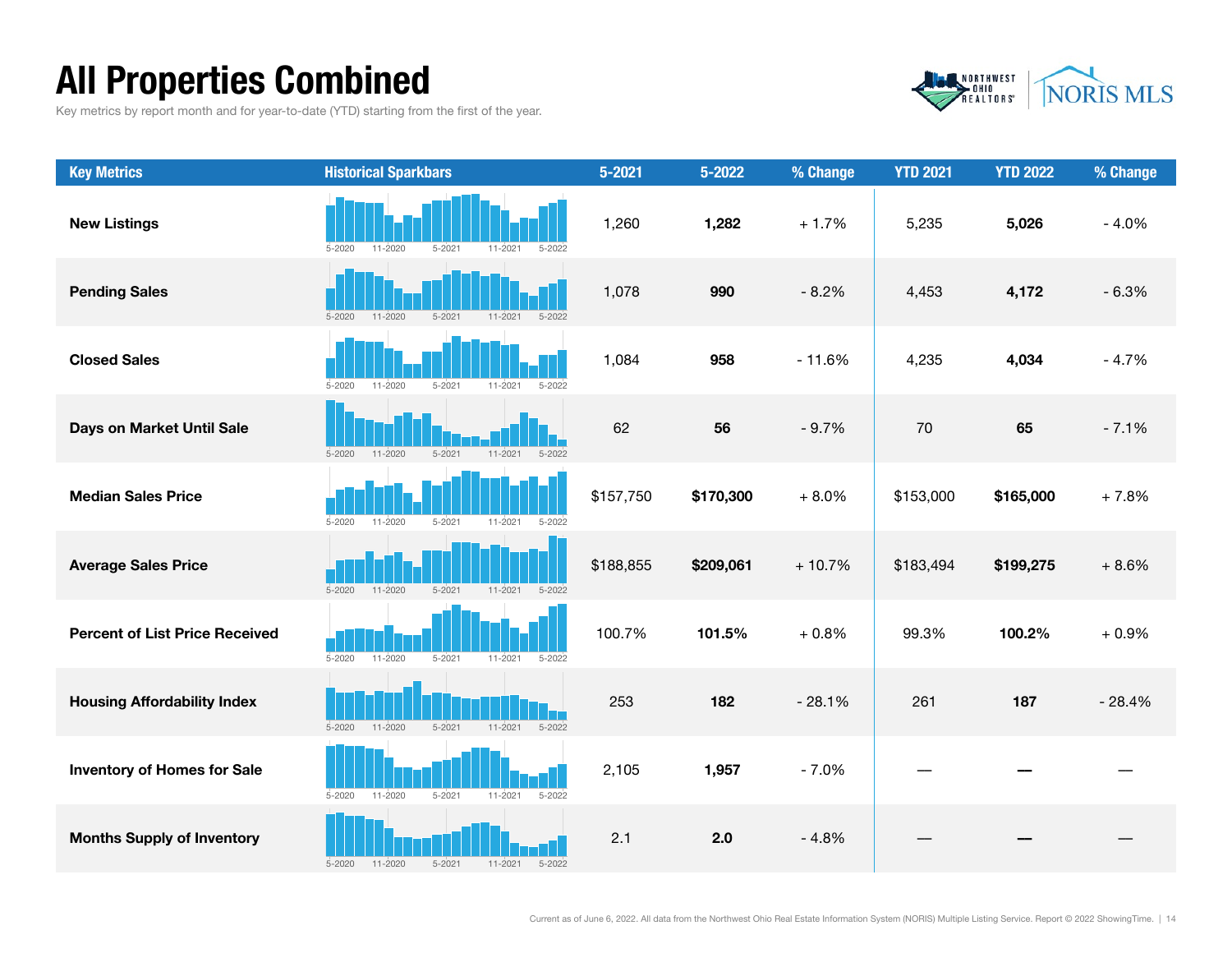# All Properties Combined

Key metrics by report month and for year-to-date (YTD) starting from the first of the year.

| Key Metrics | Historical Sparkbars | 5-2021 | 5-2022 | % Change | YTD 2021 | YTD 2022 | % Change |
|---|---|---|---|---|---|---|---|
| **New Listings** | 5-2020 11-2020 5-2021 11-2021 5-2022 | 1,260 | **1,282** | + 1.7% | 5,235 | **5,026** | - 4.0% |
| **Pending Sales** | 5-2020 11-2020 5-2021 11-2021 5-2022 | 1,078 | **990** | - 8.2% | 4,453 | **4,172** | - 6.3% |
| **Closed Sales** | 5-2020 11-2020 5-2021 11-2021 5-2022 | 1,084 | **958** | - 11.6% | 4,235 | **4,034** | - 4.7% |
| **Days on Market Until Sale** | 5-2020 11-2020 5-2021 11-2021 5-2022 | 62 | **56** | - 9.7% | 70 | **65** | - 7.1% |
| **Median Sales Price** | 5-2020 11-2020 5-2021 11-2021 5-2022 | $157,750 | **$170,300** | + 8.0% | $153,000 | **$165,000** | + 7.8% |
| **Average Sales Price** | 5-2020 11-2020 5-2021 11-2021 5-2022 | $188,855 | **$209,061** | + 10.7% | $183,494 | **$199,275** | + 8.6% |
| **Percent of List Price Received** | 5-2020 11-2020 5-2021 11-2021 5-2022 | 100.7% | **101.5%** | + 0.8% | 99.3% | **100.2%** | + 0.9% |
| **Housing Affordability Index** | 5-2020 11-2020 5-2021 11-2021 5-2022 | 253 | **182** | - 28.1% | 261 | **187** | - 28.4% |
| **Inventory of Homes for Sale** | 5-2020 11-2020 5-2021 11-2021 5-2022 | 2,105 | **1,957** | - 7.0% | — | **—** | — |
| **Months Supply of Inventory** | 5-2020 11-2020 5-2021 11-2021 5-2022 | 2.1 | **2.0** | - 4.8% | — | **—** | — |

Current as of June 6, 2022. All data from the Northwest Ohio Real Estate Information System (NORIS) Multiple Listing Service. Report © 2022 ShowingTime.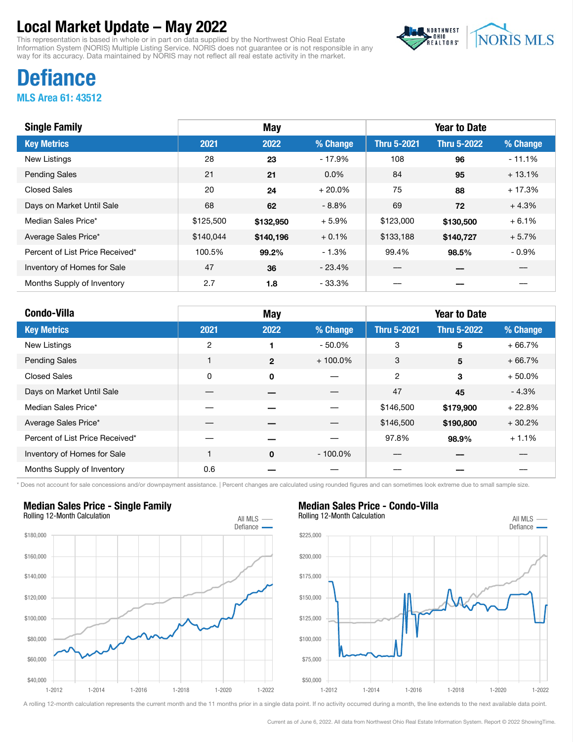# Local Market Update – May 2022

This representation is based in whole or in part on data supplied by the Northwest Ohio Real Estate Information System (NORIS) Multiple Listing Service. NORIS does not guarantee or is not responsible in any way for its accuracy. Data maintained by NORIS may not reflect all real estate activity in the market.

## Defiance

### MLS Area 61: 43512

| Single Family | May | | | Year to Date | | |
|---|---|---|---|---|---|---|
| **Key Metrics** | **2021** | **2022** | **% Change** | **Thru 5-2021** | **Thru 5-2022** | **% Change** |
| New Listings | 28 | **23** | - 17.9% | 108 | **96** | - 11.1% |
| Pending Sales | 21 | **21** | 0.0% | 84 | **95** | + 13.1% |
| Closed Sales | 20 | **24** | + 20.0% | 75 | **88** | + 17.3% |
| Days on Market Until Sale | 68 | **62** | - 8.8% | 69 | **72** | + 4.3% |
| Median Sales Price* | $125,500 | **$132,950** | + 5.9% | $123,000 | **$130,500** | + 6.1% |
| Average Sales Price* | $140,044 | **$140,196** | + 0.1% | $133,188 | **$140,727** | + 5.7% |
| Percent of List Price Received* | 100.5% | **99.2%** | - 1.3% | 99.4% | **98.5%** | - 0.9% |
| Inventory of Homes for Sale | 47 | **36** | - 23.4% | — | **—** | — |
| Months Supply of Inventory | 2.7 | **1.8** | - 33.3% | — | **—** | — |

| Condo-Villa | May | | | Year to Date | | |
|---|---|---|---|---|---|---|
| **Key Metrics** | **2021** | **2022** | **% Change** | **Thru 5-2021** | **Thru 5-2022** | **% Change** |
| New Listings | 2 | **1** | - 50.0% | 3 | **5** | + 66.7% |
| Pending Sales | 1 | **2** | + 100.0% | 3 | **5** | + 66.7% |
| Closed Sales | 0 | **0** | — | 2 | **3** | + 50.0% |
| Days on Market Until Sale | — | **—** | — | 47 | **45** | - 4.3% |
| Median Sales Price* | — | **—** | — | $146,500 | **$179,900** | + 22.8% |
| Average Sales Price* | — | **—** | — | $146,500 | **$190,800** | + 30.2% |
| Percent of List Price Received* | — | **—** | — | 97.8% | **98.9%** | + 1.1% |
| Inventory of Homes for Sale | 1 | **0** | - 100.0% | — | **—** | — |
| Months Supply of Inventory | 0.6 | **—** | — | — | **—** | — |

\* Does not account for sale concessions and/or downpayment assistance. | Percent changes are calculated using rounded figures and can sometimes look extreme due to small sample size.

**Median Sales Price - Single Family**
Rolling 12-Month Calculation

**Median Sales Price - Condo-Villa**
Rolling 12-Month Calculation

A rolling 12-month calculation represents the current month and the 11 months prior in a single data point. If no activity occurred during a month, the line extends to the next available data point.

Current as of June 6, 2022. All data from Northwest Ohio Real Estate Information System. Report © 2022 ShowingTime.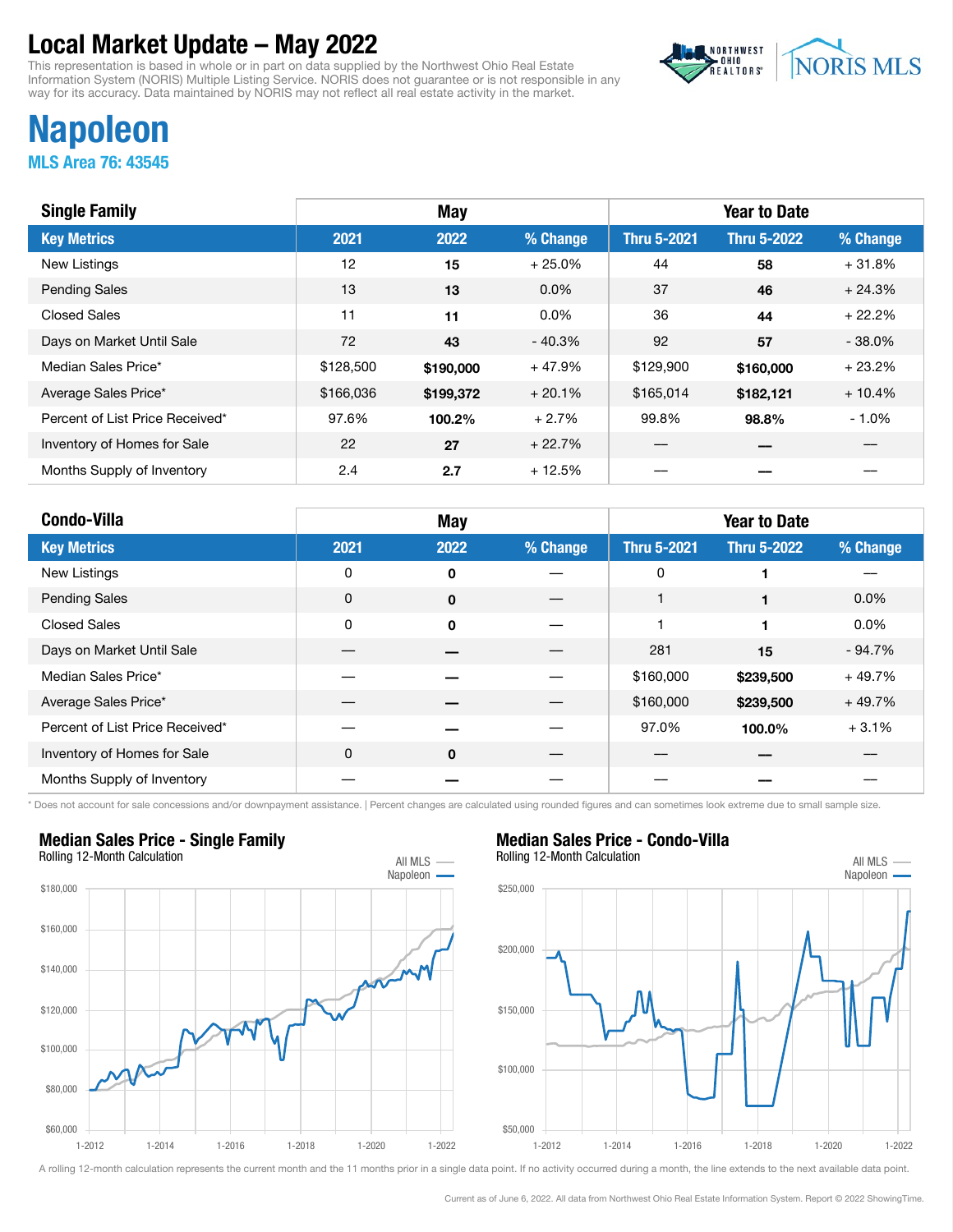# Local Market Update – May 2022

This representation is based in whole or in part on data supplied by the Northwest Ohio Real Estate Information System (NORIS) Multiple Listing Service. NORIS does not guarantee or is not responsible in any way for its accuracy. Data maintained by NORIS may not reflect all real estate activity in the market.

# Napoleon

**MLS Area 76: 43545**

| Single Family | May | | | Year to Date | | |
|---|---|---|---|---|---|---|
| **Key Metrics** | **2021** | **2022** | **% Change** | **Thru 5-2021** | **Thru 5-2022** | **% Change** |
| New Listings | 12 | **15** | + 25.0% | 44 | **58** | + 31.8% |
| Pending Sales | 13 | **13** | 0.0% | 37 | **46** | + 24.3% |
| Closed Sales | 11 | **11** | 0.0% | 36 | **44** | + 22.2% |
| Days on Market Until Sale | 72 | **43** | - 40.3% | 92 | **57** | - 38.0% |
| Median Sales Price* | $128,500 | **$190,000** | + 47.9% | $129,900 | **$160,000** | + 23.2% |
| Average Sales Price* | $166,036 | **$199,372** | + 20.1% | $165,014 | **$182,121** | + 10.4% |
| Percent of List Price Received* | 97.6% | **100.2%** | + 2.7% | 99.8% | **98.8%** | - 1.0% |
| Inventory of Homes for Sale | 22 | **27** | + 22.7% | — | **—** | — |
| Months Supply of Inventory | 2.4 | **2.7** | + 12.5% | — | **—** | — |

| Condo-Villa | May | | | Year to Date | | |
|---|---|---|---|---|---|---|
| **Key Metrics** | **2021** | **2022** | **% Change** | **Thru 5-2021** | **Thru 5-2022** | **% Change** |
| New Listings | 0 | **0** | — | 0 | **1** | — |
| Pending Sales | 0 | **0** | — | 1 | **1** | 0.0% |
| Closed Sales | 0 | **0** | — | 1 | **1** | 0.0% |
| Days on Market Until Sale | — | **—** | — | 281 | **15** | - 94.7% |
| Median Sales Price* | — | **—** | — | $160,000 | **$239,500** | + 49.7% |
| Average Sales Price* | — | **—** | — | $160,000 | **$239,500** | + 49.7% |
| Percent of List Price Received* | — | **—** | — | 97.0% | **100.0%** | + 3.1% |
| Inventory of Homes for Sale | 0 | **0** | — | — | **—** | — |
| Months Supply of Inventory | — | **—** | — | — | **—** | — |

\* Does not account for sale concessions and/or downpayment assistance. | Percent changes are calculated using rounded figures and can sometimes look extreme due to small sample size.

## Median Sales Price - Single Family

Rolling 12-Month Calculation

## Median Sales Price - Condo-Villa

Rolling 12-Month Calculation

A rolling 12-month calculation represents the current month and the 11 months prior in a single data point. If no activity occurred during a month, the line extends to the next available data point.

Current as of June 6, 2022. All data from Northwest Ohio Real Estate Information System. Report © 2022 ShowingTime.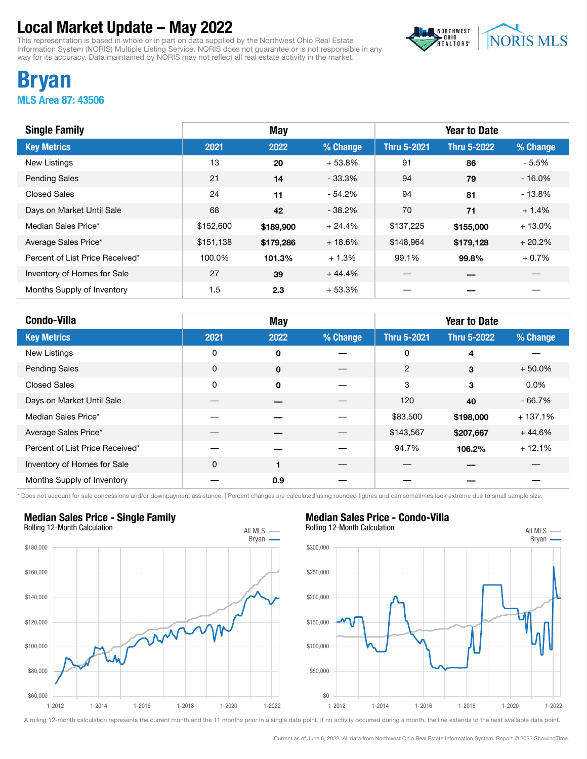# Local Market Update – May 2022

This representation is based in whole or in part on data supplied by the Northwest Ohio Real Estate Information System (NORIS) Multiple Listing Service. NORIS does not guarantee or is not responsible in any way for its accuracy. Data maintained by NORIS may not reflect all real estate activity in the market.

## Bryan

### MLS Area 87: 43506

| Single Family | May | | | Year to Date | | |
|---|---|---|---|---|---|---|
| **Key Metrics** | **2021** | **2022** | **% Change** | **Thru 5-2021** | **Thru 5-2022** | **% Change** |
| New Listings | 13 | **20** | + 53.8% | 91 | **86** | - 5.5% |
| Pending Sales | 21 | **14** | - 33.3% | 94 | **79** | - 16.0% |
| Closed Sales | 24 | **11** | - 54.2% | 94 | **81** | - 13.8% |
| Days on Market Until Sale | 68 | **42** | - 38.2% | 70 | **71** | + 1.4% |
| Median Sales Price* | $152,600 | **$189,900** | + 24.4% | $137,225 | **$155,000** | + 13.0% |
| Average Sales Price* | $151,138 | **$179,286** | + 18.6% | $148,964 | **$179,128** | + 20.2% |
| Percent of List Price Received* | 100.0% | **101.3%** | + 1.3% | 99.1% | **99.8%** | + 0.7% |
| Inventory of Homes for Sale | 27 | **39** | + 44.4% | — | **—** | — |
| Months Supply of Inventory | 1.5 | **2.3** | + 53.3% | — | **—** | — |

| Condo-Villa | May | | | Year to Date | | |
|---|---|---|---|---|---|---|
| **Key Metrics** | **2021** | **2022** | **% Change** | **Thru 5-2021** | **Thru 5-2022** | **% Change** |
| New Listings | 0 | **0** | — | 0 | **4** | — |
| Pending Sales | 0 | **0** | — | 2 | **3** | + 50.0% |
| Closed Sales | 0 | **0** | — | 3 | **3** | 0.0% |
| Days on Market Until Sale | — | **—** | — | 120 | **40** | - 66.7% |
| Median Sales Price* | — | **—** | — | $83,500 | **$198,000** | + 137.1% |
| Average Sales Price* | — | **—** | — | $143,567 | **$207,667** | + 44.6% |
| Percent of List Price Received* | — | **—** | — | 94.7% | **106.2%** | + 12.1% |
| Inventory of Homes for Sale | 0 | **1** | — | — | **—** | — |
| Months Supply of Inventory | — | **0.9** | — | — | **—** | — |

\* Does not account for sale concessions and/or downpayment assistance. | Percent changes are calculated using rounded figures and can sometimes look extreme due to small sample size.

**Median Sales Price - Single Family**
Rolling 12-Month Calculation

**Median Sales Price - Condo-Villa**
Rolling 12-Month Calculation

A rolling 12-month calculation represents the current month and the 11 months prior in a single data point. If no activity occurred during a month, the line extends to the next available data point.

Current as of June 6, 2022. All data from Northwest Ohio Real Estate Information System. Report © 2022 ShowingTime.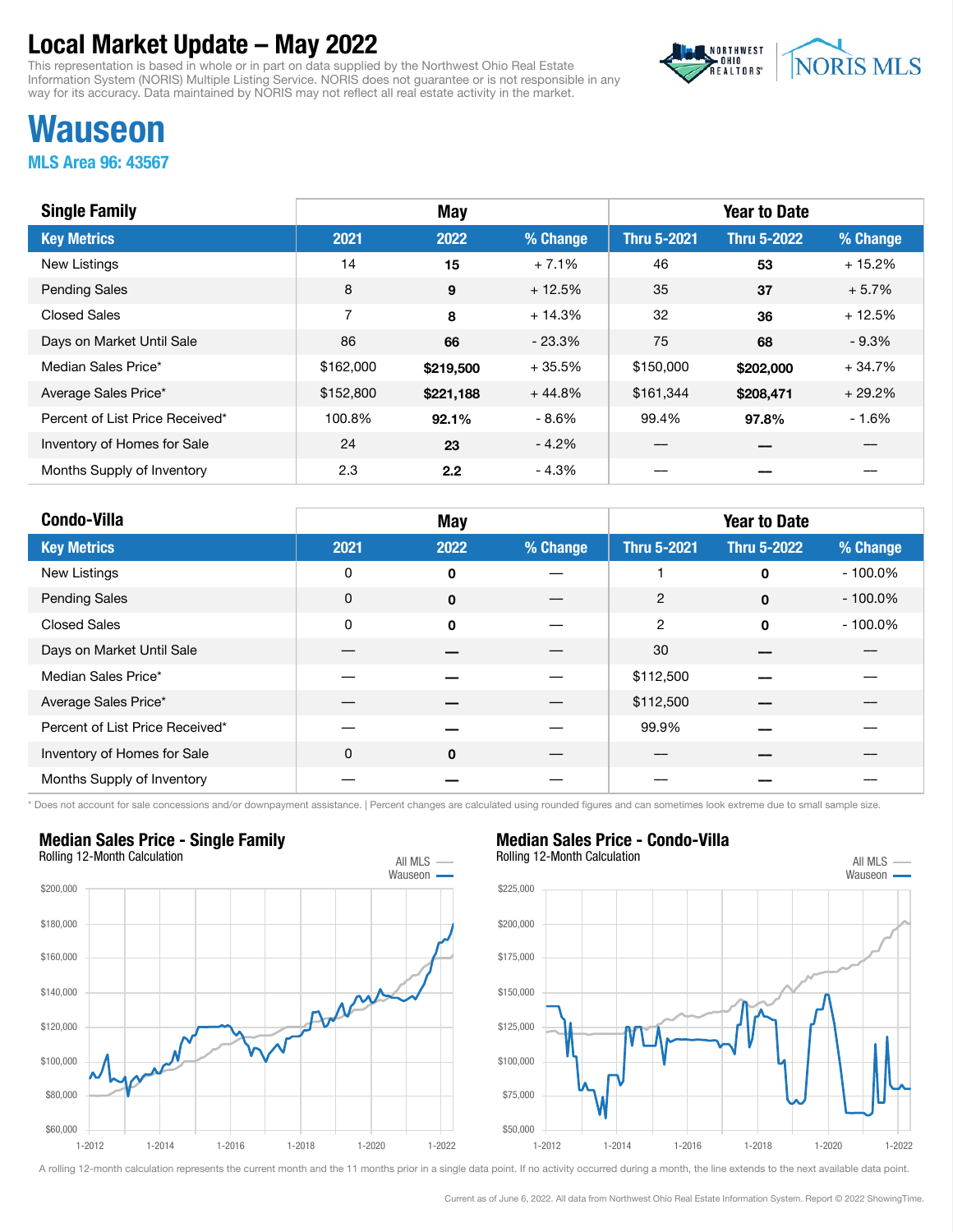# Local Market Update – May 2022

This representation is based in whole or in part on data supplied by the Northwest Ohio Real Estate Information System (NORIS) Multiple Listing Service. NORIS does not guarantee or is not responsible in any way for its accuracy. Data maintained by NORIS may not reflect all real estate activity in the market.

## Wauseon

### MLS Area 96: 43567

| Single Family | May | | | Year to Date | | |
|---|---|---|---|---|---|---|
| **Key Metrics** | **2021** | **2022** | **% Change** | **Thru 5-2021** | **Thru 5-2022** | **% Change** |
| New Listings | 14 | **15** | + 7.1% | 46 | **53** | + 15.2% |
| Pending Sales | 8 | **9** | + 12.5% | 35 | **37** | + 5.7% |
| Closed Sales | 7 | **8** | + 14.3% | 32 | **36** | + 12.5% |
| Days on Market Until Sale | 86 | **66** | - 23.3% | 75 | **68** | - 9.3% |
| Median Sales Price* | $162,000 | **$219,500** | + 35.5% | $150,000 | **$202,000** | + 34.7% |
| Average Sales Price* | $152,800 | **$221,188** | + 44.8% | $161,344 | **$208,471** | + 29.2% |
| Percent of List Price Received* | 100.8% | **92.1%** | - 8.6% | 99.4% | **97.8%** | - 1.6% |
| Inventory of Homes for Sale | 24 | **23** | - 4.2% | — | — | — |
| Months Supply of Inventory | 2.3 | **2.2** | - 4.3% | — | — | — |

| Condo-Villa | May | | | Year to Date | | |
|---|---|---|---|---|---|---|
| **Key Metrics** | **2021** | **2022** | **% Change** | **Thru 5-2021** | **Thru 5-2022** | **% Change** |
| New Listings | 0 | **0** | — | 1 | **0** | - 100.0% |
| Pending Sales | 0 | **0** | — | 2 | **0** | - 100.0% |
| Closed Sales | 0 | **0** | — | 2 | **0** | - 100.0% |
| Days on Market Until Sale | — | — | — | 30 | — | — |
| Median Sales Price* | — | — | — | $112,500 | — | — |
| Average Sales Price* | — | — | — | $112,500 | — | — |
| Percent of List Price Received* | — | — | — | 99.9% | — | — |
| Inventory of Homes for Sale | 0 | **0** | — | — | — | — |
| Months Supply of Inventory | — | — | — | — | — | — |

\* Does not account for sale concessions and/or downpayment assistance. | Percent changes are calculated using rounded figures and can sometimes look extreme due to small sample size.

**Median Sales Price - Single Family**
Rolling 12-Month Calculation

**Median Sales Price - Condo-Villa**
Rolling 12-Month Calculation

A rolling 12-month calculation represents the current month and the 11 months prior in a single data point. If no activity occurred during a month, the line extends to the next available data point.

Current as of June 6, 2022. All data from Northwest Ohio Real Estate Information System. Report © 2022 ShowingTime.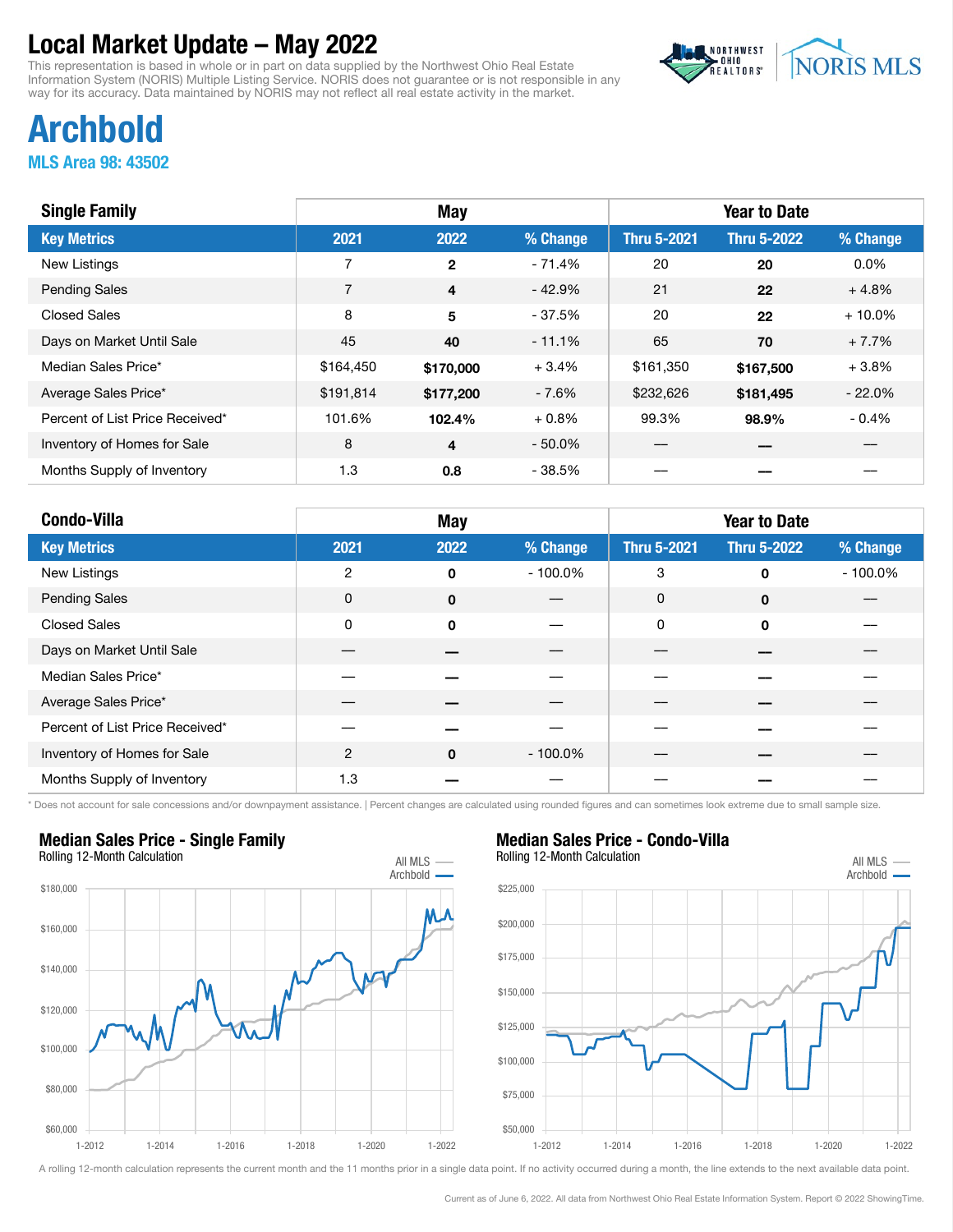# Local Market Update – May 2022

This representation is based in whole or in part on data supplied by the Northwest Ohio Real Estate Information System (NORIS) Multiple Listing Service. NORIS does not guarantee or is not responsible in any way for its accuracy. Data maintained by NORIS may not reflect all real estate activity in the market.

## Archbold

**MLS Area 98: 43502**

| Single Family | May | | | Year to Date | | |
|---|---|---|---|---|---|---|
| **Key Metrics** | **2021** | **2022** | **% Change** | **Thru 5-2021** | **Thru 5-2022** | **% Change** |
| New Listings | 7 | **2** | - 71.4% | 20 | **20** | 0.0% |
| Pending Sales | 7 | **4** | - 42.9% | 21 | **22** | + 4.8% |
| Closed Sales | 8 | **5** | - 37.5% | 20 | **22** | + 10.0% |
| Days on Market Until Sale | 45 | **40** | - 11.1% | 65 | **70** | + 7.7% |
| Median Sales Price* | $164,450 | **$170,000** | + 3.4% | $161,350 | **$167,500** | + 3.8% |
| Average Sales Price* | $191,814 | **$177,200** | - 7.6% | $232,626 | **$181,495** | - 22.0% |
| Percent of List Price Received* | 101.6% | **102.4%** | + 0.8% | 99.3% | **98.9%** | - 0.4% |
| Inventory of Homes for Sale | 8 | **4** | - 50.0% | — | **—** | — |
| Months Supply of Inventory | 1.3 | **0.8** | - 38.5% | — | **—** | — |

| Condo-Villa | May | | | Year to Date | | |
|---|---|---|---|---|---|---|
| **Key Metrics** | **2021** | **2022** | **% Change** | **Thru 5-2021** | **Thru 5-2022** | **% Change** |
| New Listings | 2 | **0** | - 100.0% | 3 | **0** | - 100.0% |
| Pending Sales | 0 | **0** | — | 0 | **0** | — |
| Closed Sales | 0 | **0** | — | 0 | **0** | — |
| Days on Market Until Sale | — | **—** | — | — | **—** | — |
| Median Sales Price* | — | **—** | — | — | **—** | — |
| Average Sales Price* | — | **—** | — | — | **—** | — |
| Percent of List Price Received* | — | **—** | — | — | **—** | — |
| Inventory of Homes for Sale | 2 | **0** | - 100.0% | — | **—** | — |
| Months Supply of Inventory | 1.3 | **—** | — | — | **—** | — |

\* Does not account for sale concessions and/or downpayment assistance. | Percent changes are calculated using rounded figures and can sometimes look extreme due to small sample size.

### Median Sales Price - Single Family

Rolling 12-Month Calculation

### Median Sales Price - Condo-Villa

Rolling 12-Month Calculation

A rolling 12-month calculation represents the current month and the 11 months prior in a single data point. If no activity occurred during a month, the line extends to the next available data point.

Current as of June 6, 2022. All data from Northwest Ohio Real Estate Information System. Report © 2022 ShowingTime.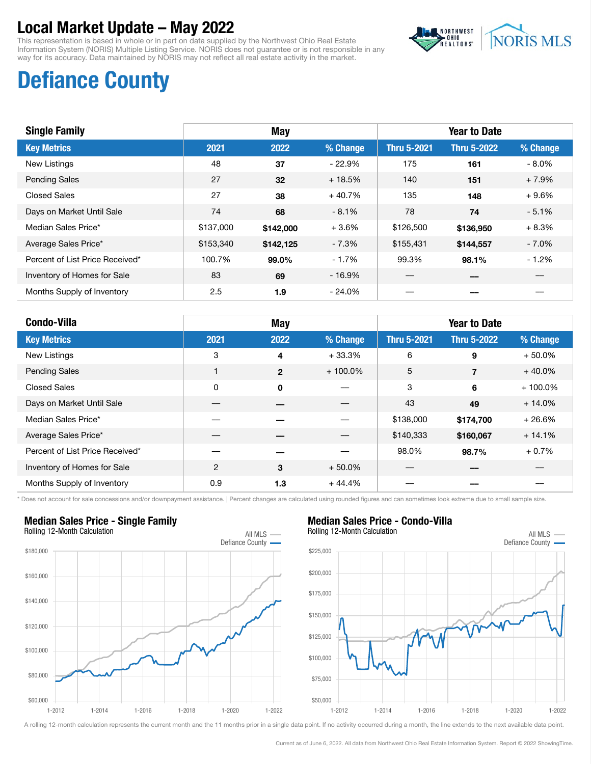# Local Market Update – May 2022

This representation is based in whole or in part on data supplied by the Northwest Ohio Real Estate Information System (NORIS) Multiple Listing Service. NORIS does not guarantee or is not responsible in any way for its accuracy. Data maintained by NORIS may not reflect all real estate activity in the market.

## Defiance County

| Single Family | May | | | Year to Date | | |
|---|---|---|---|---|---|---|
| **Key Metrics** | **2021** | **2022** | **% Change** | **Thru 5-2021** | **Thru 5-2022** | **% Change** |
| New Listings | 48 | **37** | - 22.9% | 175 | **161** | - 8.0% |
| Pending Sales | 27 | **32** | + 18.5% | 140 | **151** | + 7.9% |
| Closed Sales | 27 | **38** | + 40.7% | 135 | **148** | + 9.6% |
| Days on Market Until Sale | 74 | **68** | - 8.1% | 78 | **74** | - 5.1% |
| Median Sales Price* | $137,000 | **$142,000** | + 3.6% | $126,500 | **$136,950** | + 8.3% |
| Average Sales Price* | $153,340 | **$142,125** | - 7.3% | $155,431 | **$144,557** | - 7.0% |
| Percent of List Price Received* | 100.7% | **99.0%** | - 1.7% | 99.3% | **98.1%** | - 1.2% |
| Inventory of Homes for Sale | 83 | **69** | - 16.9% | — | **—** | — |
| Months Supply of Inventory | 2.5 | **1.9** | - 24.0% | — | **—** | — |

| Condo-Villa | May | | | Year to Date | | |
|---|---|---|---|---|---|---|
| **Key Metrics** | **2021** | **2022** | **% Change** | **Thru 5-2021** | **Thru 5-2022** | **% Change** |
| New Listings | 3 | **4** | + 33.3% | 6 | **9** | + 50.0% |
| Pending Sales | 1 | **2** | + 100.0% | 5 | **7** | + 40.0% |
| Closed Sales | 0 | **0** | — | 3 | **6** | + 100.0% |
| Days on Market Until Sale | — | **—** | — | 43 | **49** | + 14.0% |
| Median Sales Price* | — | **—** | — | $138,000 | **$174,700** | + 26.6% |
| Average Sales Price* | — | **—** | — | $140,333 | **$160,067** | + 14.1% |
| Percent of List Price Received* | — | **—** | — | 98.0% | **98.7%** | + 0.7% |
| Inventory of Homes for Sale | 2 | **3** | + 50.0% | — | **—** | — |
| Months Supply of Inventory | 0.9 | **1.3** | + 44.4% | — | **—** | — |

\* Does not account for sale concessions and/or downpayment assistance. | Percent changes are calculated using rounded figures and can sometimes look extreme due to small sample size.

### Median Sales Price - Single Family
Rolling 12-Month Calculation

All MLS — Defiance County —

### Median Sales Price - Condo-Villa
Rolling 12-Month Calculation

All MLS — Defiance County —

A rolling 12-month calculation represents the current month and the 11 months prior in a single data point. If no activity occurred during a month, the line extends to the next available data point.

Current as of June 6, 2022. All data from Northwest Ohio Real Estate Information System. Report © 2022 ShowingTime.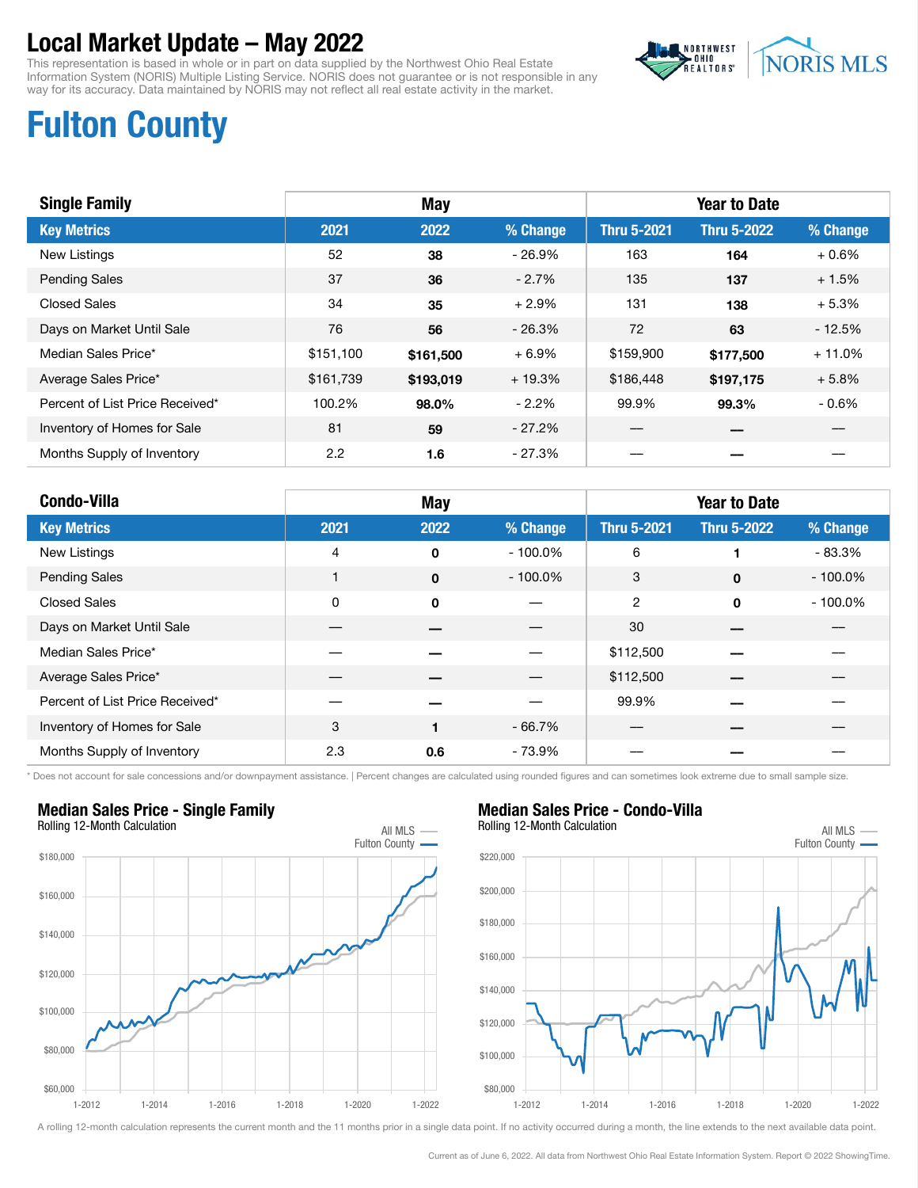# Local Market Update – May 2022

This representation is based in whole or in part on data supplied by the Northwest Ohio Real Estate Information System (NORIS) Multiple Listing Service. NORIS does not guarantee or is not responsible in any way for its accuracy. Data maintained by NORIS may not reflect all real estate activity in the market.

## Fulton County

| Single Family | May | | | Year to Date | | |
|---|---|---|---|---|---|---|
| **Key Metrics** | **2021** | **2022** | **% Change** | **Thru 5-2021** | **Thru 5-2022** | **% Change** |
| New Listings | 52 | **38** | - 26.9% | 163 | **164** | + 0.6% |
| Pending Sales | 37 | **36** | - 2.7% | 135 | **137** | + 1.5% |
| Closed Sales | 34 | **35** | + 2.9% | 131 | **138** | + 5.3% |
| Days on Market Until Sale | 76 | **56** | - 26.3% | 72 | **63** | - 12.5% |
| Median Sales Price* | $151,100 | **$161,500** | + 6.9% | $159,900 | **$177,500** | + 11.0% |
| Average Sales Price* | $161,739 | **$193,019** | + 19.3% | $186,448 | **$197,175** | + 5.8% |
| Percent of List Price Received* | 100.2% | **98.0%** | - 2.2% | 99.9% | **99.3%** | - 0.6% |
| Inventory of Homes for Sale | 81 | **59** | - 27.2% | — | **—** | — |
| Months Supply of Inventory | 2.2 | **1.6** | - 27.3% | — | **—** | — |

| Condo-Villa | May | | | Year to Date | | |
|---|---|---|---|---|---|---|
| **Key Metrics** | **2021** | **2022** | **% Change** | **Thru 5-2021** | **Thru 5-2022** | **% Change** |
| New Listings | 4 | **0** | - 100.0% | 6 | **1** | - 83.3% |
| Pending Sales | 1 | **0** | - 100.0% | 3 | **0** | - 100.0% |
| Closed Sales | 0 | **0** | — | 2 | **0** | - 100.0% |
| Days on Market Until Sale | — | **—** | — | 30 | **—** | — |
| Median Sales Price* | — | **—** | — | $112,500 | **—** | — |
| Average Sales Price* | — | **—** | — | $112,500 | **—** | — |
| Percent of List Price Received* | — | **—** | — | 99.9% | **—** | — |
| Inventory of Homes for Sale | 3 | **1** | - 66.7% | — | **—** | — |
| Months Supply of Inventory | 2.3 | **0.6** | - 73.9% | — | **—** | — |

\* Does not account for sale concessions and/or downpayment assistance. | Percent changes are calculated using rounded figures and can sometimes look extreme due to small sample size.

### Median Sales Price - Single Family

Rolling 12-Month Calculation

### Median Sales Price - Condo-Villa

Rolling 12-Month Calculation

A rolling 12-month calculation represents the current month and the 11 months prior in a single data point. If no activity occurred during a month, the line extends to the next available data point.

Current as of June 6, 2022. All data from Northwest Ohio Real Estate Information System. Report © 2022 ShowingTime.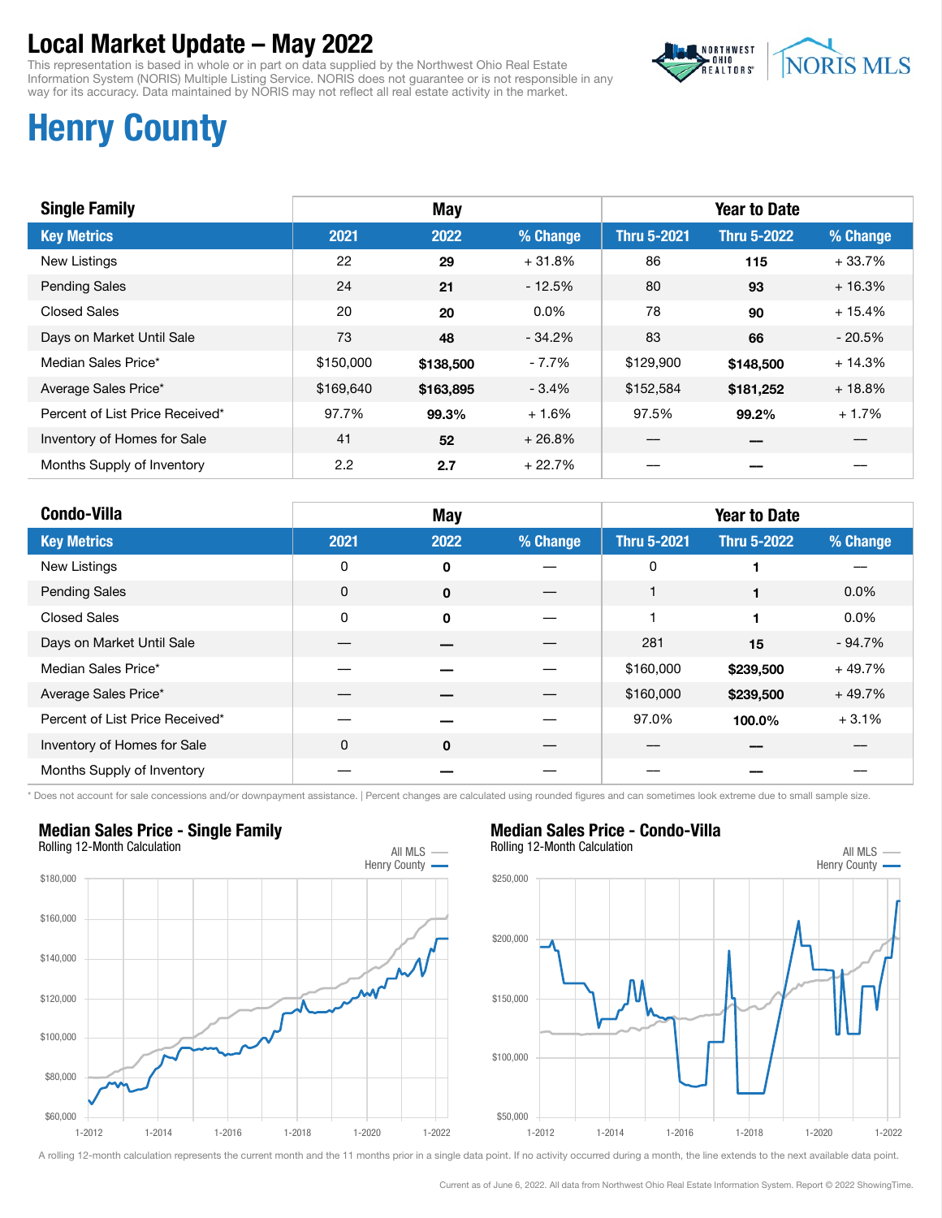# Local Market Update – May 2022

This representation is based in whole or in part on data supplied by the Northwest Ohio Real Estate Information System (NORIS) Multiple Listing Service. NORIS does not guarantee or is not responsible in any way for its accuracy. Data maintained by NORIS may not reflect all real estate activity in the market.

## Henry County

| Single Family | May | | | Year to Date | | |
|---|---|---|---|---|---|---|
| **Key Metrics** | **2021** | **2022** | **% Change** | **Thru 5-2021** | **Thru 5-2022** | **% Change** |
| New Listings | 22 | **29** | + 31.8% | 86 | **115** | + 33.7% |
| Pending Sales | 24 | **21** | - 12.5% | 80 | **93** | + 16.3% |
| Closed Sales | 20 | **20** | 0.0% | 78 | **90** | + 15.4% |
| Days on Market Until Sale | 73 | **48** | - 34.2% | 83 | **66** | - 20.5% |
| Median Sales Price* | $150,000 | **$138,500** | - 7.7% | $129,900 | **$148,500** | + 14.3% |
| Average Sales Price* | $169,640 | **$163,895** | - 3.4% | $152,584 | **$181,252** | + 18.8% |
| Percent of List Price Received* | 97.7% | **99.3%** | + 1.6% | 97.5% | **99.2%** | + 1.7% |
| Inventory of Homes for Sale | 41 | **52** | + 26.8% | — | **—** | — |
| Months Supply of Inventory | 2.2 | **2.7** | + 22.7% | — | **—** | — |

| Condo-Villa | May | | | Year to Date | | |
|---|---|---|---|---|---|---|
| **Key Metrics** | **2021** | **2022** | **% Change** | **Thru 5-2021** | **Thru 5-2022** | **% Change** |
| New Listings | 0 | **0** | — | 0 | **1** | — |
| Pending Sales | 0 | **0** | — | 1 | **1** | 0.0% |
| Closed Sales | 0 | **0** | — | 1 | **1** | 0.0% |
| Days on Market Until Sale | — | **—** | — | 281 | **15** | - 94.7% |
| Median Sales Price* | — | **—** | — | $160,000 | **$239,500** | + 49.7% |
| Average Sales Price* | — | **—** | — | $160,000 | **$239,500** | + 49.7% |
| Percent of List Price Received* | — | **—** | — | 97.0% | **100.0%** | + 3.1% |
| Inventory of Homes for Sale | 0 | **0** | — | — | **—** | — |
| Months Supply of Inventory | — | **—** | — | — | **—** | — |

* Does not account for sale concessions and/or downpayment assistance. | Percent changes are calculated using rounded figures and can sometimes look extreme due to small sample size.

### Median Sales Price - Single Family
Rolling 12-Month Calculation

### Median Sales Price - Condo-Villa
Rolling 12-Month Calculation

A rolling 12-month calculation represents the current month and the 11 months prior in a single data point. If no activity occurred during a month, the line extends to the next available data point.

Current as of June 6, 2022. All data from Northwest Ohio Real Estate Information System. Report © 2022 ShowingTime.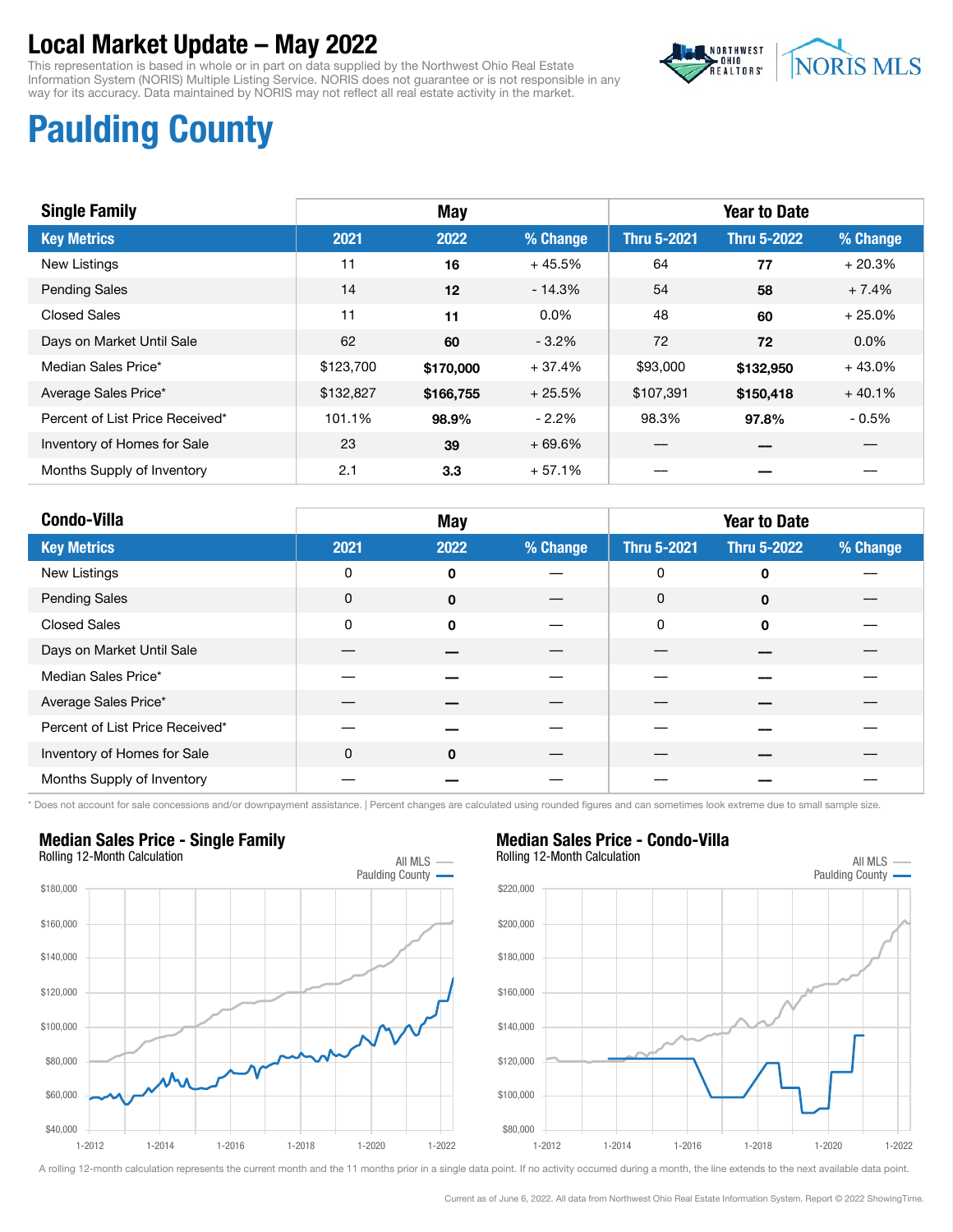# Local Market Update – May 2022

This representation is based in whole or in part on data supplied by the Northwest Ohio Real Estate Information System (NORIS) Multiple Listing Service. NORIS does not guarantee or is not responsible in any way for its accuracy. Data maintained by NORIS may not reflect all real estate activity in the market.

## Paulding County

| Single Family | May | | | Year to Date | | |
|---|---|---|---|---|---|---|
| **Key Metrics** | **2021** | **2022** | **% Change** | **Thru 5-2021** | **Thru 5-2022** | **% Change** |
| New Listings | 11 | **16** | + 45.5% | 64 | **77** | + 20.3% |
| Pending Sales | 14 | **12** | - 14.3% | 54 | **58** | + 7.4% |
| Closed Sales | 11 | **11** | 0.0% | 48 | **60** | + 25.0% |
| Days on Market Until Sale | 62 | **60** | - 3.2% | 72 | **72** | 0.0% |
| Median Sales Price* | $123,700 | **$170,000** | + 37.4% | $93,000 | **$132,950** | + 43.0% |
| Average Sales Price* | $132,827 | **$166,755** | + 25.5% | $107,391 | **$150,418** | + 40.1% |
| Percent of List Price Received* | 101.1% | **98.9%** | - 2.2% | 98.3% | **97.8%** | - 0.5% |
| Inventory of Homes for Sale | 23 | **39** | + 69.6% | — | **—** | — |
| Months Supply of Inventory | 2.1 | **3.3** | + 57.1% | — | **—** | — |

| Condo-Villa | May | | | Year to Date | | |
|---|---|---|---|---|---|---|
| **Key Metrics** | **2021** | **2022** | **% Change** | **Thru 5-2021** | **Thru 5-2022** | **% Change** |
| New Listings | 0 | **0** | — | 0 | **0** | — |
| Pending Sales | 0 | **0** | — | 0 | **0** | — |
| Closed Sales | 0 | **0** | — | 0 | **0** | — |
| Days on Market Until Sale | — | **—** | — | — | **—** | — |
| Median Sales Price* | — | **—** | — | — | **—** | — |
| Average Sales Price* | — | **—** | — | — | **—** | — |
| Percent of List Price Received* | — | **—** | — | — | **—** | — |
| Inventory of Homes for Sale | 0 | **0** | — | — | **—** | — |
| Months Supply of Inventory | — | **—** | — | — | **—** | — |

\* Does not account for sale concessions and/or downpayment assistance. | Percent changes are calculated using rounded figures and can sometimes look extreme due to small sample size.

### Median Sales Price - Single Family

Rolling 12-Month Calculation

### Median Sales Price - Condo-Villa

Rolling 12-Month Calculation

A rolling 12-month calculation represents the current month and the 11 months prior in a single data point. If no activity occurred during a month, the line extends to the next available data point.

Current as of June 6, 2022. All data from Northwest Ohio Real Estate Information System. Report © 2022 ShowingTime.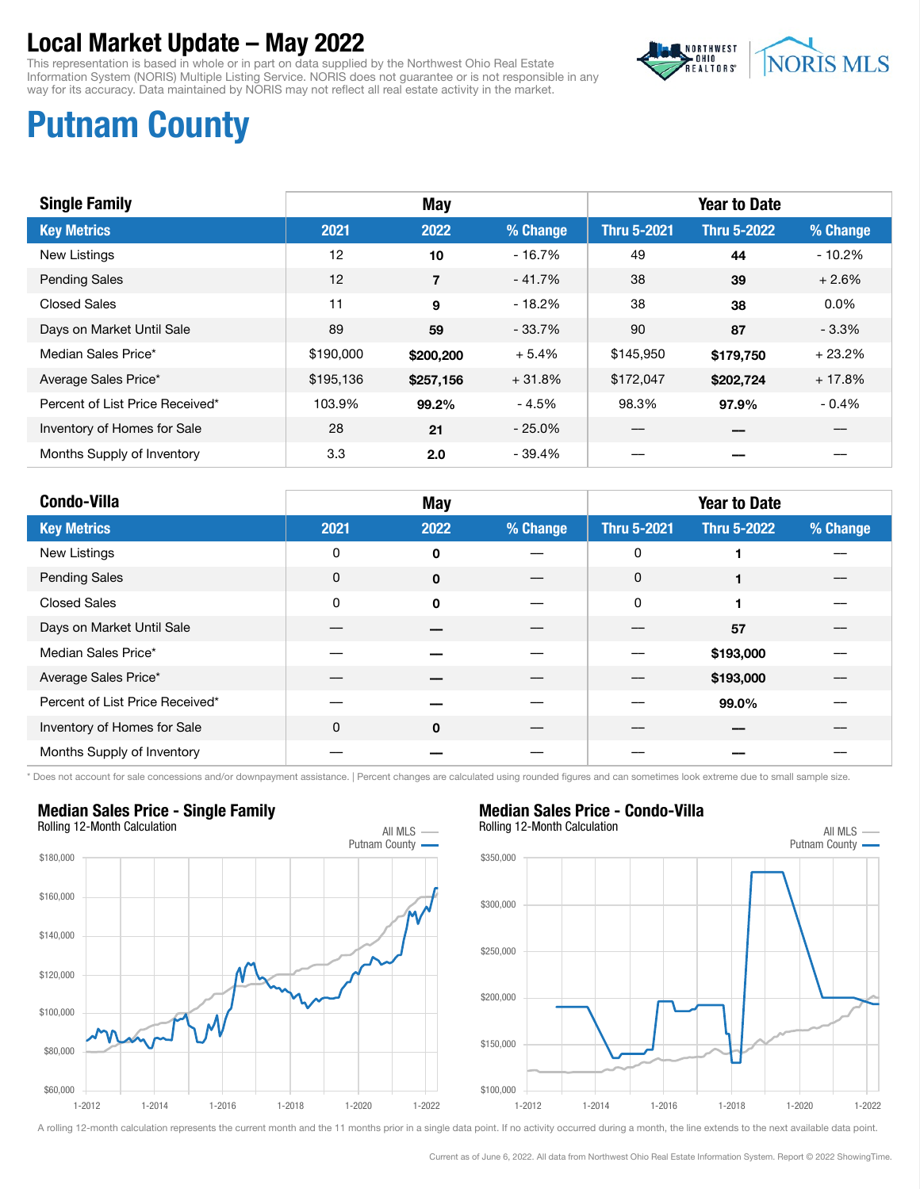# Local Market Update – May 2022

This representation is based in whole or in part on data supplied by the Northwest Ohio Real Estate Information System (NORIS) Multiple Listing Service. NORIS does not guarantee or is not responsible in any way for its accuracy. Data maintained by NORIS may not reflect all real estate activity in the market.

# Putnam County

| Single Family | May | | | Year to Date | | |
|---|---|---|---|---|---|---|
| **Key Metrics** | **2021** | **2022** | **% Change** | **Thru 5-2021** | **Thru 5-2022** | **% Change** |
| New Listings | 12 | **10** | - 16.7% | 49 | **44** | - 10.2% |
| Pending Sales | 12 | **7** | - 41.7% | 38 | **39** | + 2.6% |
| Closed Sales | 11 | **9** | - 18.2% | 38 | **38** | 0.0% |
| Days on Market Until Sale | 89 | **59** | - 33.7% | 90 | **87** | - 3.3% |
| Median Sales Price* | $190,000 | **$200,200** | + 5.4% | $145,950 | **$179,750** | + 23.2% |
| Average Sales Price* | $195,136 | **$257,156** | + 31.8% | $172,047 | **$202,724** | + 17.8% |
| Percent of List Price Received* | 103.9% | **99.2%** | - 4.5% | 98.3% | **97.9%** | - 0.4% |
| Inventory of Homes for Sale | 28 | **21** | - 25.0% | — | **—** | — |
| Months Supply of Inventory | 3.3 | **2.0** | - 39.4% | — | **—** | — |

| Condo-Villa | May | | | Year to Date | | |
|---|---|---|---|---|---|---|
| **Key Metrics** | **2021** | **2022** | **% Change** | **Thru 5-2021** | **Thru 5-2022** | **% Change** |
| New Listings | 0 | **0** | — | 0 | **1** | — |
| Pending Sales | 0 | **0** | — | 0 | **1** | — |
| Closed Sales | 0 | **0** | — | 0 | **1** | — |
| Days on Market Until Sale | — | **—** | — | — | **57** | — |
| Median Sales Price* | — | **—** | — | — | **$193,000** | — |
| Average Sales Price* | — | **—** | — | — | **$193,000** | — |
| Percent of List Price Received* | — | **—** | — | — | **99.0%** | — |
| Inventory of Homes for Sale | 0 | **0** | — | — | **—** | — |
| Months Supply of Inventory | — | **—** | — | — | **—** | — |

\* Does not account for sale concessions and/or downpayment assistance. | Percent changes are calculated using rounded figures and can sometimes look extreme due to small sample size.

**Median Sales Price - Single Family**
Rolling 12-Month Calculation

**Median Sales Price - Condo-Villa**
Rolling 12-Month Calculation

A rolling 12-month calculation represents the current month and the 11 months prior in a single data point. If no activity occurred during a month, the line extends to the next available data point.

Current as of June 6, 2022. All data from Northwest Ohio Real Estate Information System. Report © 2022 ShowingTime.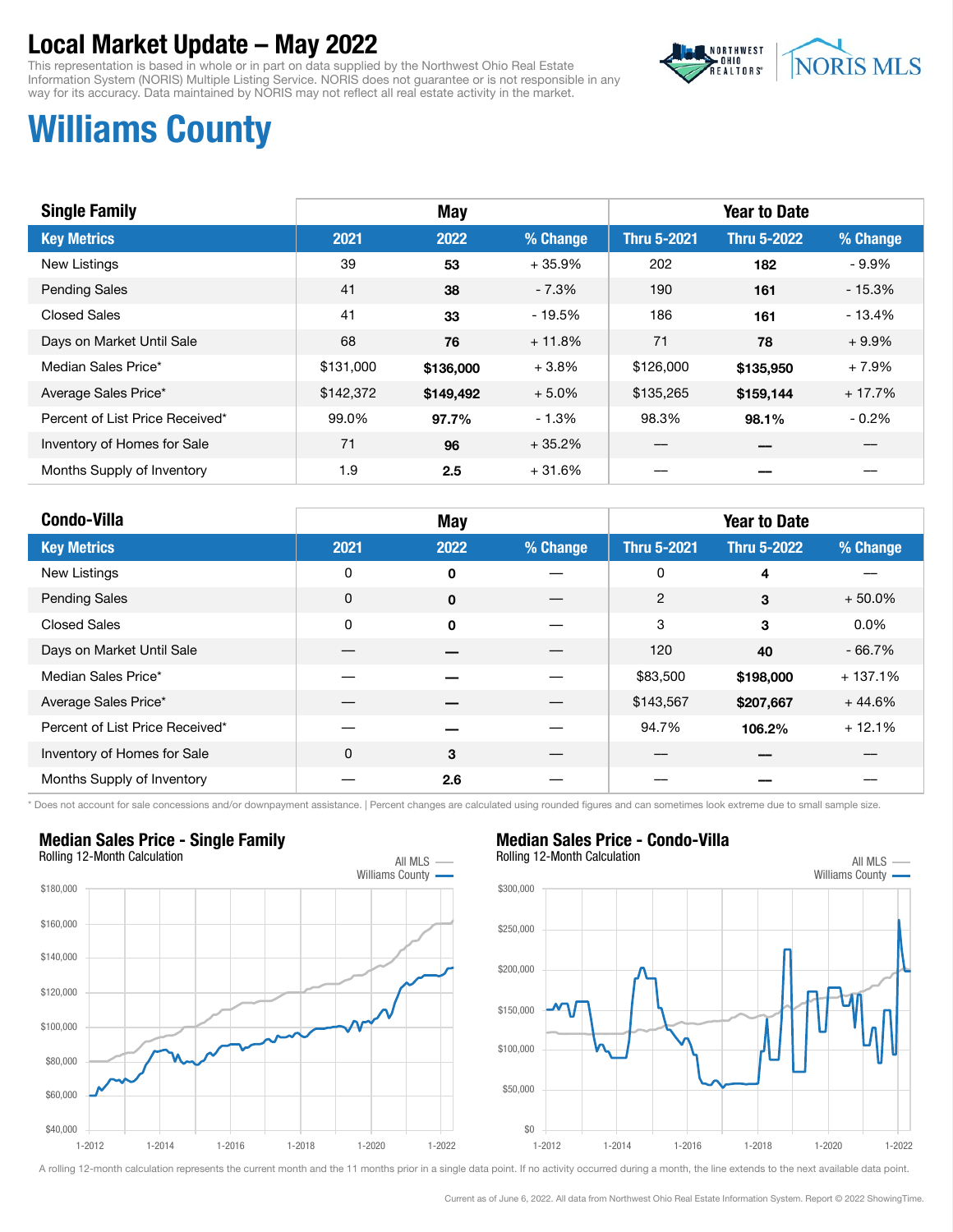# Local Market Update – May 2022

This representation is based in whole or in part on data supplied by the Northwest Ohio Real Estate Information System (NORIS) Multiple Listing Service. NORIS does not guarantee or is not responsible in any way for its accuracy. Data maintained by NORIS may not reflect all real estate activity in the market.

# Williams County

| Single Family | May | | | Year to Date | | |
|---|---|---|---|---|---|---|
| **Key Metrics** | **2021** | **2022** | **% Change** | **Thru 5-2021** | **Thru 5-2022** | **% Change** |
| New Listings | 39 | **53** | + 35.9% | 202 | **182** | - 9.9% |
| Pending Sales | 41 | **38** | - 7.3% | 190 | **161** | - 15.3% |
| Closed Sales | 41 | **33** | - 19.5% | 186 | **161** | - 13.4% |
| Days on Market Until Sale | 68 | **76** | + 11.8% | 71 | **78** | + 9.9% |
| Median Sales Price* | $131,000 | **$136,000** | + 3.8% | $126,000 | **$135,950** | + 7.9% |
| Average Sales Price* | $142,372 | **$149,492** | + 5.0% | $135,265 | **$159,144** | + 17.7% |
| Percent of List Price Received* | 99.0% | **97.7%** | - 1.3% | 98.3% | **98.1%** | - 0.2% |
| Inventory of Homes for Sale | 71 | **96** | + 35.2% | — | **—** | — |
| Months Supply of Inventory | 1.9 | **2.5** | + 31.6% | — | **—** | — |

| Condo-Villa | May | | | Year to Date | | |
|---|---|---|---|---|---|---|
| **Key Metrics** | **2021** | **2022** | **% Change** | **Thru 5-2021** | **Thru 5-2022** | **% Change** |
| New Listings | 0 | **0** | — | 0 | **4** | — |
| Pending Sales | 0 | **0** | — | 2 | **3** | + 50.0% |
| Closed Sales | 0 | **0** | — | 3 | **3** | 0.0% |
| Days on Market Until Sale | — | **—** | — | 120 | **40** | - 66.7% |
| Median Sales Price* | — | **—** | — | $83,500 | **$198,000** | + 137.1% |
| Average Sales Price* | — | **—** | — | $143,567 | **$207,667** | + 44.6% |
| Percent of List Price Received* | — | **—** | — | 94.7% | **106.2%** | + 12.1% |
| Inventory of Homes for Sale | 0 | **3** | — | — | **—** | — |
| Months Supply of Inventory | — | **2.6** | — | — | **—** | — |

\* Does not account for sale concessions and/or downpayment assistance. | Percent changes are calculated using rounded figures and can sometimes look extreme due to small sample size.

## Median Sales Price - Single Family

Rolling 12-Month Calculation

All MLS
Williams County

$180,000
$160,000
$140,000
$120,000
$100,000
$80,000
$60,000
$40,000

1-2012 1-2014 1-2016 1-2018 1-2020 1-2022

## Median Sales Price - Condo-Villa

Rolling 12-Month Calculation

All MLS
Williams County

$300,000
$250,000
$200,000
$150,000
$100,000
$50,000
$0

1-2012 1-2014 1-2016 1-2018 1-2020 1-2022

A rolling 12-month calculation represents the current month and the 11 months prior in a single data point. If no activity occurred during a month, the line extends to the next available data point.

Current as of June 6, 2022. All data from Northwest Ohio Real Estate Information System. Report © 2022 ShowingTime.